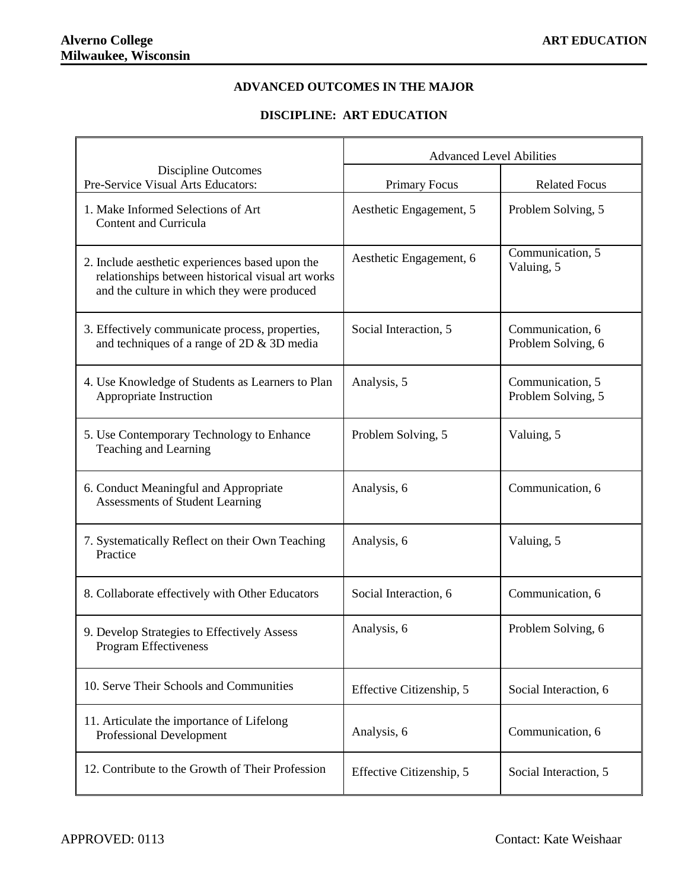**Alverno College**
**Milwaukee, Wisconsin**

**ART EDUCATION**

## ADVANCED OUTCOMES IN THE MAJOR

## DISCIPLINE: ART EDUCATION

| Discipline Outcomes<br>Pre-Service Visual Arts Educators: | Advanced Level Abilities | |
|---|---|---|
| | Primary Focus | Related Focus |
| 1. Make Informed Selections of Art Content and Curricula | Aesthetic Engagement, 5 | Problem Solving, 5 |
| 2. Include aesthetic experiences based upon the relationships between historical visual art works and the culture in which they were produced | Aesthetic Engagement, 6 | Communication, 5<br>Valuing, 5 |
| 3. Effectively communicate process, properties, and techniques of a range of 2D & 3D media | Social Interaction, 5 | Communication, 6<br>Problem Solving, 6 |
| 4. Use Knowledge of Students as Learners to Plan Appropriate Instruction | Analysis, 5 | Communication, 5<br>Problem Solving, 5 |
| 5. Use Contemporary Technology to Enhance Teaching and Learning | Problem Solving, 5 | Valuing, 5 |
| 6. Conduct Meaningful and Appropriate Assessments of Student Learning | Analysis, 6 | Communication, 6 |
| 7. Systematically Reflect on their Own Teaching Practice | Analysis, 6 | Valuing, 5 |
| 8. Collaborate effectively with Other Educators | Social Interaction, 6 | Communication, 6 |
| 9. Develop Strategies to Effectively Assess Program Effectiveness | Analysis, 6 | Problem Solving, 6 |
| 10. Serve Their Schools and Communities | Effective Citizenship, 5 | Social Interaction, 6 |
| 11. Articulate the importance of Lifelong Professional Development | Analysis, 6 | Communication, 6 |
| 12. Contribute to the Growth of Their Profession | Effective Citizenship, 5 | Social Interaction, 5 |

APPROVED: 0113

Contact: Kate Weishaar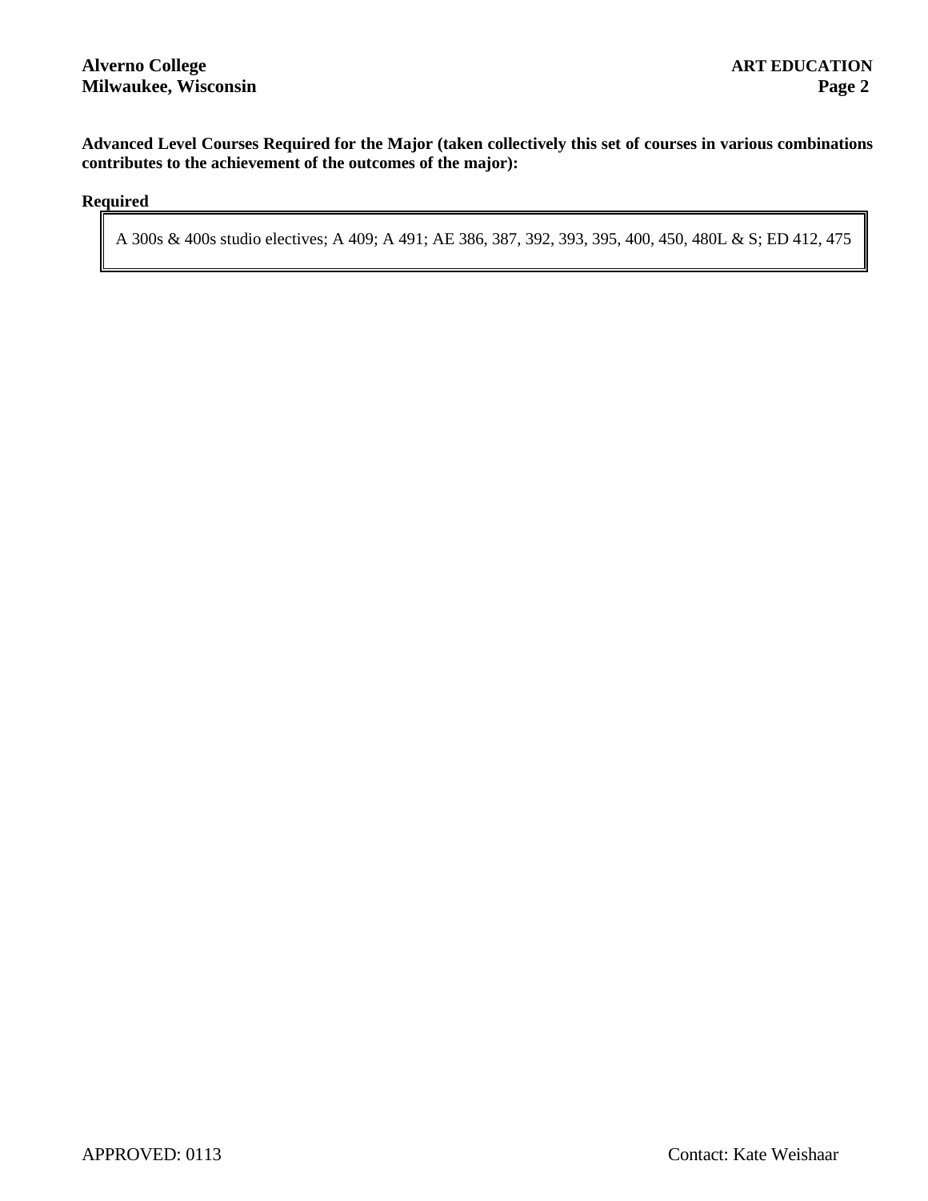**Advanced Level Courses Required for the Major (taken collectively this set of courses in various combinations contributes to the achievement of the outcomes of the major):**

**Required**

| |
|---|
| A 300s & 400s studio electives; A 409; A 491; AE 386, 387, 392, 393, 395, 400, 450, 480L & S; ED 412, 475 |

APPROVED: 0113

Contact: Kate Weishaar